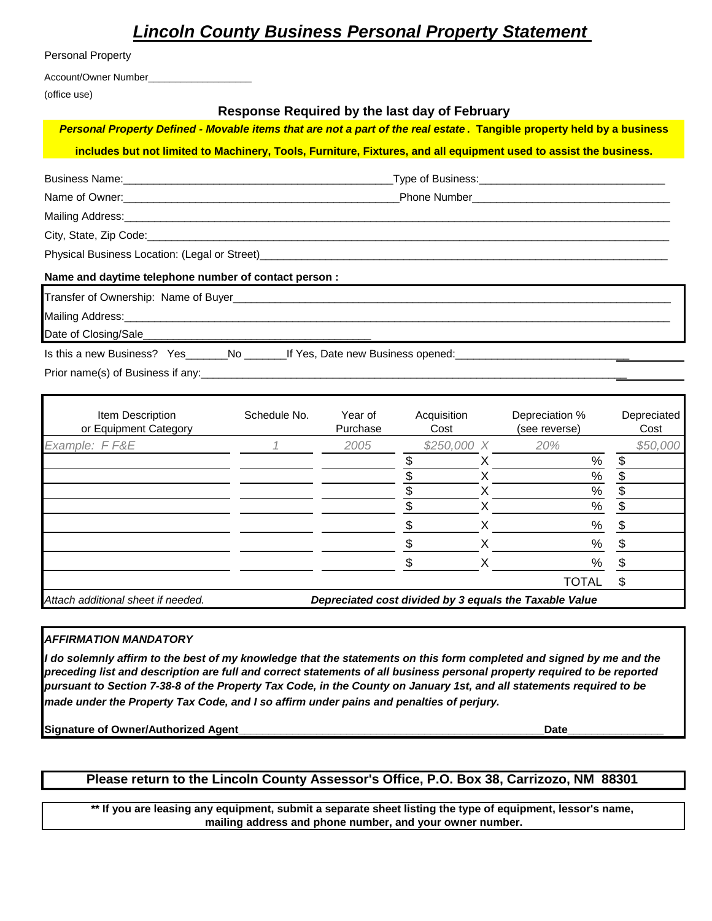# Lincoln County Business Personal Property Statement

Personal Property

Account/Owner Number___________________

(office use)

**Response Required by the last day of February**

***Personal Property Defined - Movable items that are not a part of the real estate*. Tangible property held by a business includes but not limited to Machinery, Tools, Furniture, Fixtures, and all equipment used to assist the business.**

Business Name:_____________________________________________Type of Business:_______________________________

Name of Owner:_____________________________________________Phone Number_________________________________

Mailing Address:_____________________________________________________________________________________

City, State, Zip Code:__________________________________________________________________________________

Physical Business Location: (Legal or Street)_______________________________________________________________

**Name and daytime telephone number of contact person :**

Transfer of Ownership: Name of Buyer____________________________________________________________________

Mailing Address:_____________________________________________________________________________________

Date of Closing/Sale_____________________________________

Is this a new Business? Yes_______No _______If Yes, Date new Business opened:____________________________

Prior name(s) of Business if any:_________________________________________________________________________

| Item Description or Equipment Category | Schedule No. | Year of Purchase | Acquisition Cost | | Depreciation % (see reverse) | Depreciated Cost |
|---|---|---|---|---|---|---|
| *Example: F F&E* | *1* | *2005* | *$250,000* | *X* | *20%* | *$50,000* |
| | | | $ | X | % | $ |
| | | | $ | X | % | $ |
| | | | $ | X | % | $ |
| | | | $ | X | % | $ |
| | | | $ | X | % | $ |
| | | | $ | X | % | $ |
| | | | $ | X | % | $ |
| | | | | | TOTAL | $ |

*Attach additional sheet if needed.* ***Depreciated cost divided by 3 equals the Taxable Value***

***AFFIRMATION MANDATORY***

***I do solemnly affirm to the best of my knowledge that the statements on this form completed and signed by me and the preceding list and description are full and correct statements of all business personal property required to be reported pursuant to Section 7-38-8 of the Property Tax Code, in the County on January 1st, and all statements required to be made under the Property Tax Code, and I so affirm under pains and penalties of perjury.***

**Signature of Owner/Authorized Agent**__________________________________________________**Date**________________

**Please return to the Lincoln County Assessor's Office, P.O. Box 38, Carrizozo, NM 88301**

**** If you are leasing any equipment, submit a separate sheet listing the type of equipment, lessor's name, mailing address and phone number, and your owner number.**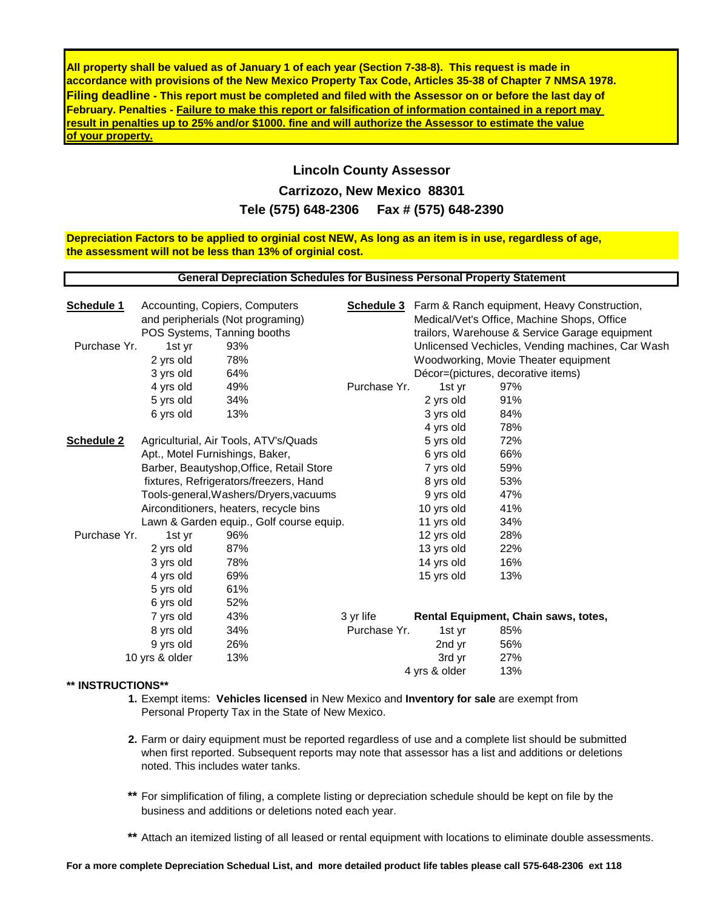**All property shall be valued as of January 1 of each year (Section 7-38-8). This request is made in accordance with provisions of the New Mexico Property Tax Code, Articles 35-38 of Chapter 7 NMSA 1978. Filing deadline - This report must be completed and filed with the Assessor on or before the last day of February. Penalties - Failure to make this report or falsification of information contained in a report may result in penalties up to 25% and/or $1000. fine and will authorize the Assessor to estimate the value of your property.**

## Lincoln County Assessor

## Carrizozo, New Mexico 88301

## Tele (575) 648-2306 Fax # (575) 648-2390

**Depreciation Factors to be applied to orginial cost NEW, As long as an item is in use, regardless of age, the assessment will not be less than 13% of orginial cost.**

### General Depreciation Schedules for Business Personal Property Statement

**Schedule 1** Accounting, Copiers, Computers and peripherials (Not programing) POS Systems, Tanning booths

| Purchase Yr. | |
|---|---|
| 1st yr | 93% |
| 2 yrs old | 78% |
| 3 yrs old | 64% |
| 4 yrs old | 49% |
| 5 yrs old | 34% |
| 6 yrs old | 13% |

**Schedule 2** Agriculturial, Air Tools, ATV's/Quads Apt., Motel Furnishings, Baker, Barber, Beautyshop,Office, Retail Store fixtures, Refrigerators/freezers, Hand Tools-general,Washers/Dryers,vacuums Airconditioners, heaters, recycle bins Lawn & Garden equip., Golf course equip.

| Purchase Yr. | |
|---|---|
| 1st yr | 96% |
| 2 yrs old | 87% |
| 3 yrs old | 78% |
| 4 yrs old | 69% |
| 5 yrs old | 61% |
| 6 yrs old | 52% |
| 7 yrs old | 43% |
| 8 yrs old | 34% |
| 9 yrs old | 26% |
| 10 yrs & older | 13% |

**Schedule 3** Farm & Ranch equipment, Heavy Construction, Medical/Vet's Office, Machine Shops, Office trailors, Warehouse & Service Garage equipment Unlicensed Vechicles, Vending machines, Car Wash Woodworking, Movie Theater equipment Décor=(pictures, decorative items)

| Purchase Yr. | |
|---|---|
| 1st yr | 97% |
| 2 yrs old | 91% |
| 3 yrs old | 84% |
| 4 yrs old | 78% |
| 5 yrs old | 72% |
| 6 yrs old | 66% |
| 7 yrs old | 59% |
| 8 yrs old | 53% |
| 9 yrs old | 47% |
| 10 yrs old | 41% |
| 11 yrs old | 34% |
| 12 yrs old | 28% |
| 13 yrs old | 22% |
| 14 yrs old | 16% |
| 15 yrs old | 13% |

3 yr life **Rental Equipment, Chain saws, totes,**

| Purchase Yr. | |
|---|---|
| 1st yr | 85% |
| 2nd yr | 56% |
| 3rd yr | 27% |
| 4 yrs & older | 13% |

**\** INSTRUCTIONS\****

1. Exempt items: **Vehicles licensed** in New Mexico and **Inventory for sale** are exempt from Personal Property Tax in the State of New Mexico.
2. Farm or dairy equipment must be reported regardless of use and a complete list should be submitted when first reported. Subsequent reports may note that assessor has a list and additions or deletions noted. This includes water tanks.

\*\* For simplification of filing, a complete listing or depreciation schedule should be kept on file by the business and additions or deletions noted each year.

\*\* Attach an itemized listing of all leased or rental equipment with locations to eliminate double assessments.

**For a more complete Depreciation Schedual List, and more detailed product life tables please call 575-648-2306 ext 118**